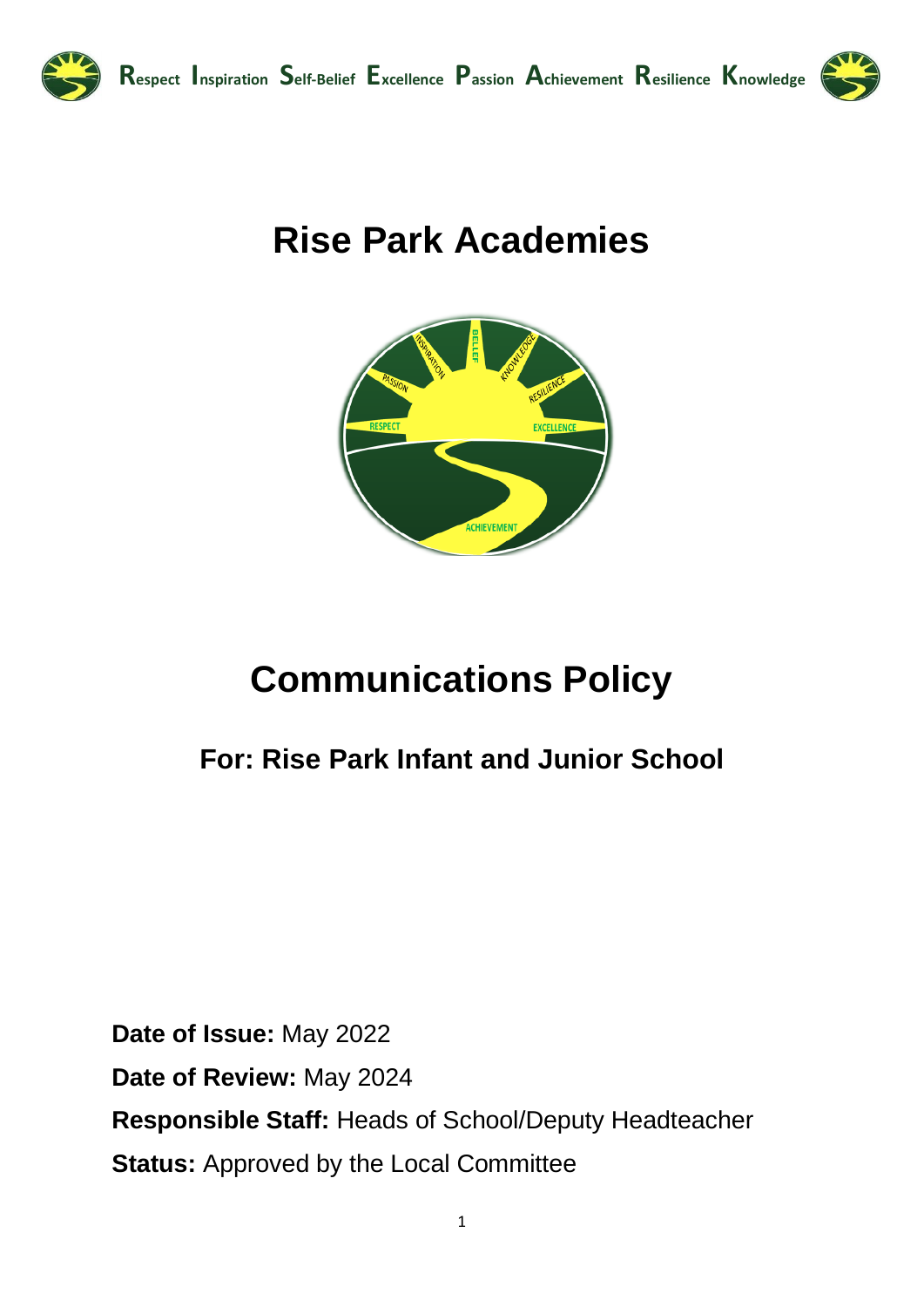**R**espect **I**nspiration **S**elf-Belief **E**xcellence **P**assion **A**chievement **R**esilience **K**nowledge

# Rise Park Academies

# Communications Policy

## For: Rise Park Infant and Junior School

**Date of Issue:** May 2022

**Date of Review:** May 2024

**Responsible Staff:** Heads of School/Deputy Headteacher

**Status:** Approved by the Local Committee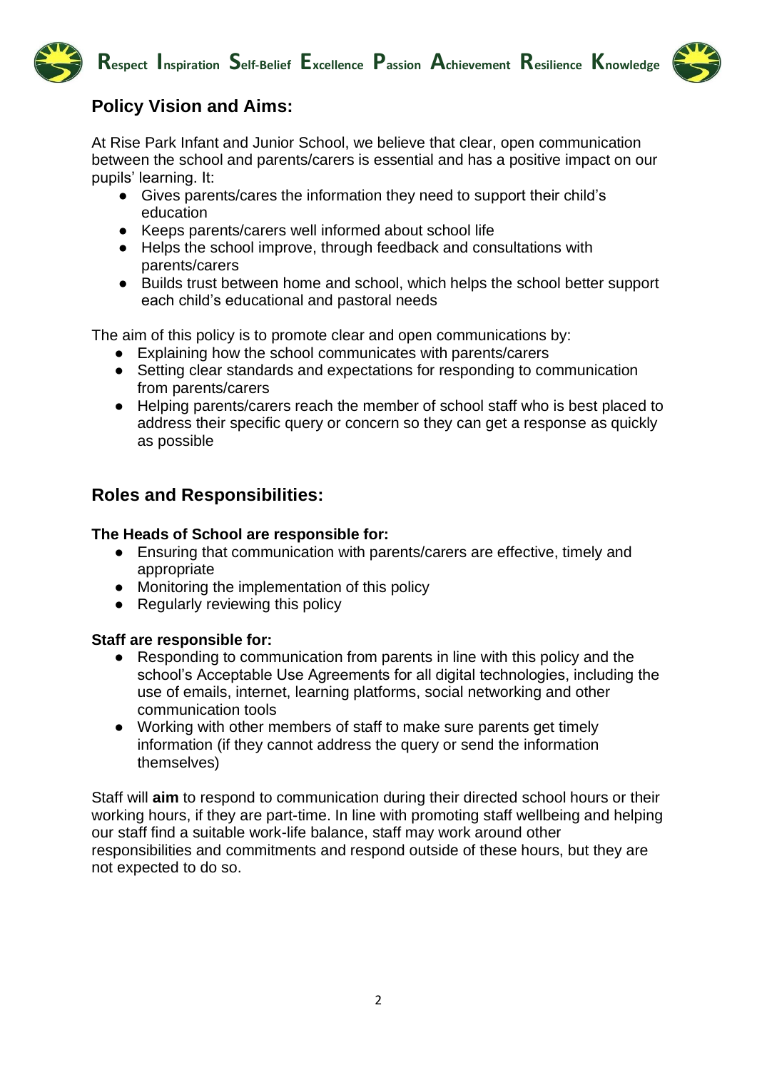## Policy Vision and Aims:

At Rise Park Infant and Junior School, we believe that clear, open communication between the school and parents/carers is essential and has a positive impact on our pupils' learning. It:

- Gives parents/cares the information they need to support their child's education
- Keeps parents/carers well informed about school life
- Helps the school improve, through feedback and consultations with parents/carers
- Builds trust between home and school, which helps the school better support each child's educational and pastoral needs

The aim of this policy is to promote clear and open communications by:

- Explaining how the school communicates with parents/carers
- Setting clear standards and expectations for responding to communication from parents/carers
- Helping parents/carers reach the member of school staff who is best placed to address their specific query or concern so they can get a response as quickly as possible

## Roles and Responsibilities:

**The Heads of School are responsible for:**

- Ensuring that communication with parents/carers are effective, timely and appropriate
- Monitoring the implementation of this policy
- Regularly reviewing this policy

**Staff are responsible for:**

- Responding to communication from parents in line with this policy and the school's Acceptable Use Agreements for all digital technologies, including the use of emails, internet, learning platforms, social networking and other communication tools
- Working with other members of staff to make sure parents get timely information (if they cannot address the query or send the information themselves)

Staff will **aim** to respond to communication during their directed school hours or their working hours, if they are part-time. In line with promoting staff wellbeing and helping our staff find a suitable work-life balance, staff may work around other responsibilities and commitments and respond outside of these hours, but they are not expected to do so.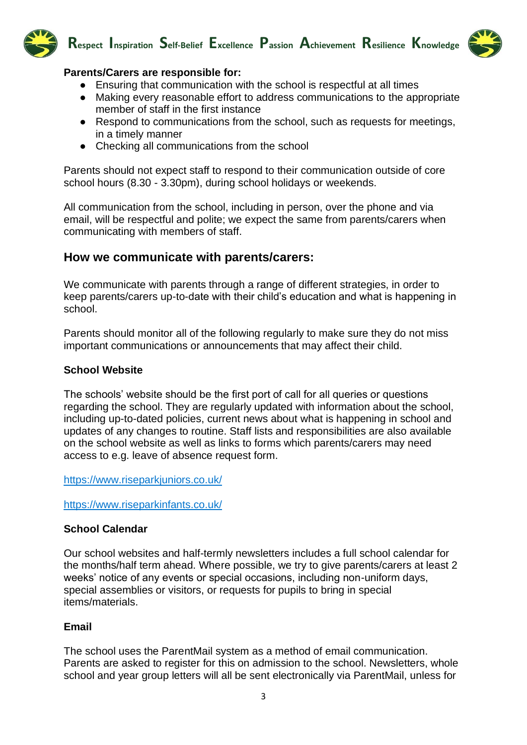**Parents/Carers are responsible for:**

- Ensuring that communication with the school is respectful at all times
- Making every reasonable effort to address communications to the appropriate member of staff in the first instance
- Respond to communications from the school, such as requests for meetings, in a timely manner
- Checking all communications from the school

Parents should not expect staff to respond to their communication outside of core school hours (8.30 - 3.30pm), during school holidays or weekends.

All communication from the school, including in person, over the phone and via email, will be respectful and polite; we expect the same from parents/carers when communicating with members of staff.

## How we communicate with parents/carers:

We communicate with parents through a range of different strategies, in order to keep parents/carers up-to-date with their child's education and what is happening in school.

Parents should monitor all of the following regularly to make sure they do not miss important communications or announcements that may affect their child.

**School Website**

The schools' website should be the first port of call for all queries or questions regarding the school. They are regularly updated with information about the school, including up-to-dated policies, current news about what is happening in school and updates of any changes to routine. Staff lists and responsibilities are also available on the school website as well as links to forms which parents/carers may need access to e.g. leave of absence request form.

https://www.riseparkjuniors.co.uk/

https://www.riseparkinfants.co.uk/

**School Calendar**

Our school websites and half-termly newsletters includes a full school calendar for the months/half term ahead. Where possible, we try to give parents/carers at least 2 weeks' notice of any events or special occasions, including non-uniform days, special assemblies or visitors, or requests for pupils to bring in special items/materials.

**Email**

The school uses the ParentMail system as a method of email communication. Parents are asked to register for this on admission to the school. Newsletters, whole school and year group letters will all be sent electronically via ParentMail, unless for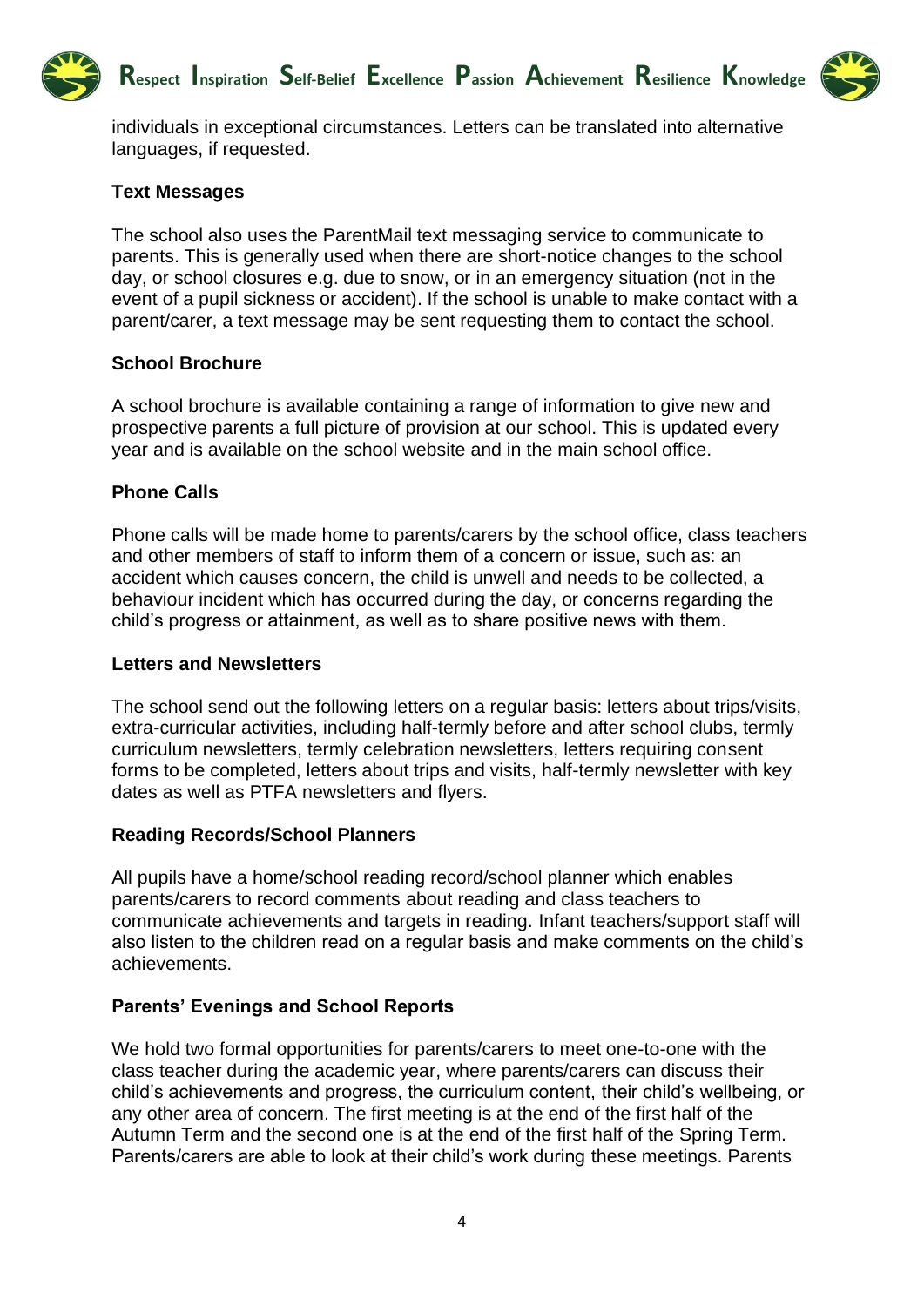individuals in exceptional circumstances. Letters can be translated into alternative languages, if requested.

**Text Messages**

The school also uses the ParentMail text messaging service to communicate to parents. This is generally used when there are short-notice changes to the school day, or school closures e.g. due to snow, or in an emergency situation (not in the event of a pupil sickness or accident). If the school is unable to make contact with a parent/carer, a text message may be sent requesting them to contact the school.

**School Brochure**

A school brochure is available containing a range of information to give new and prospective parents a full picture of provision at our school. This is updated every year and is available on the school website and in the main school office.

**Phone Calls**

Phone calls will be made home to parents/carers by the school office, class teachers and other members of staff to inform them of a concern or issue, such as: an accident which causes concern, the child is unwell and needs to be collected, a behaviour incident which has occurred during the day, or concerns regarding the child's progress or attainment, as well as to share positive news with them.

**Letters and Newsletters**

The school send out the following letters on a regular basis: letters about trips/visits, extra-curricular activities, including half-termly before and after school clubs, termly curriculum newsletters, termly celebration newsletters, letters requiring consent forms to be completed, letters about trips and visits, half-termly newsletter with key dates as well as PTFA newsletters and flyers.

**Reading Records/School Planners**

All pupils have a home/school reading record/school planner which enables parents/carers to record comments about reading and class teachers to communicate achievements and targets in reading. Infant teachers/support staff will also listen to the children read on a regular basis and make comments on the child's achievements.

**Parents' Evenings and School Reports**

We hold two formal opportunities for parents/carers to meet one-to-one with the class teacher during the academic year, where parents/carers can discuss their child's achievements and progress, the curriculum content, their child's wellbeing, or any other area of concern. The first meeting is at the end of the first half of the Autumn Term and the second one is at the end of the first half of the Spring Term. Parents/carers are able to look at their child's work during these meetings. Parents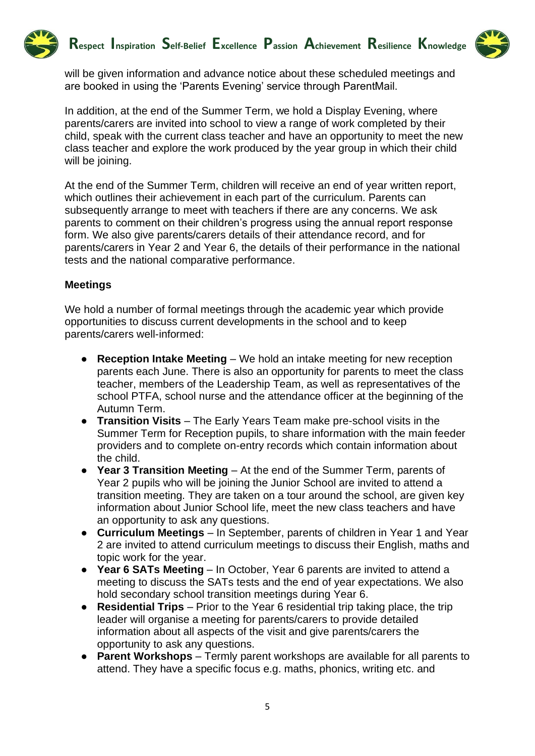will be given information and advance notice about these scheduled meetings and are booked in using the 'Parents Evening' service through ParentMail.

In addition, at the end of the Summer Term, we hold a Display Evening, where parents/carers are invited into school to view a range of work completed by their child, speak with the current class teacher and have an opportunity to meet the new class teacher and explore the work produced by the year group in which their child will be joining.

At the end of the Summer Term, children will receive an end of year written report, which outlines their achievement in each part of the curriculum. Parents can subsequently arrange to meet with teachers if there are any concerns. We ask parents to comment on their children's progress using the annual report response form. We also give parents/carers details of their attendance record, and for parents/carers in Year 2 and Year 6, the details of their performance in the national tests and the national comparative performance.

**Meetings**

We hold a number of formal meetings through the academic year which provide opportunities to discuss current developments in the school and to keep parents/carers well-informed:

- **Reception Intake Meeting** – We hold an intake meeting for new reception parents each June. There is also an opportunity for parents to meet the class teacher, members of the Leadership Team, as well as representatives of the school PTFA, school nurse and the attendance officer at the beginning of the Autumn Term.
- **Transition Visits** – The Early Years Team make pre-school visits in the Summer Term for Reception pupils, to share information with the main feeder providers and to complete on-entry records which contain information about the child.
- **Year 3 Transition Meeting** – At the end of the Summer Term, parents of Year 2 pupils who will be joining the Junior School are invited to attend a transition meeting. They are taken on a tour around the school, are given key information about Junior School life, meet the new class teachers and have an opportunity to ask any questions.
- **Curriculum Meetings** – In September, parents of children in Year 1 and Year 2 are invited to attend curriculum meetings to discuss their English, maths and topic work for the year.
- **Year 6 SATs Meeting** – In October, Year 6 parents are invited to attend a meeting to discuss the SATs tests and the end of year expectations. We also hold secondary school transition meetings during Year 6.
- **Residential Trips** – Prior to the Year 6 residential trip taking place, the trip leader will organise a meeting for parents/carers to provide detailed information about all aspects of the visit and give parents/carers the opportunity to ask any questions.
- **Parent Workshops** – Termly parent workshops are available for all parents to attend. They have a specific focus e.g. maths, phonics, writing etc. and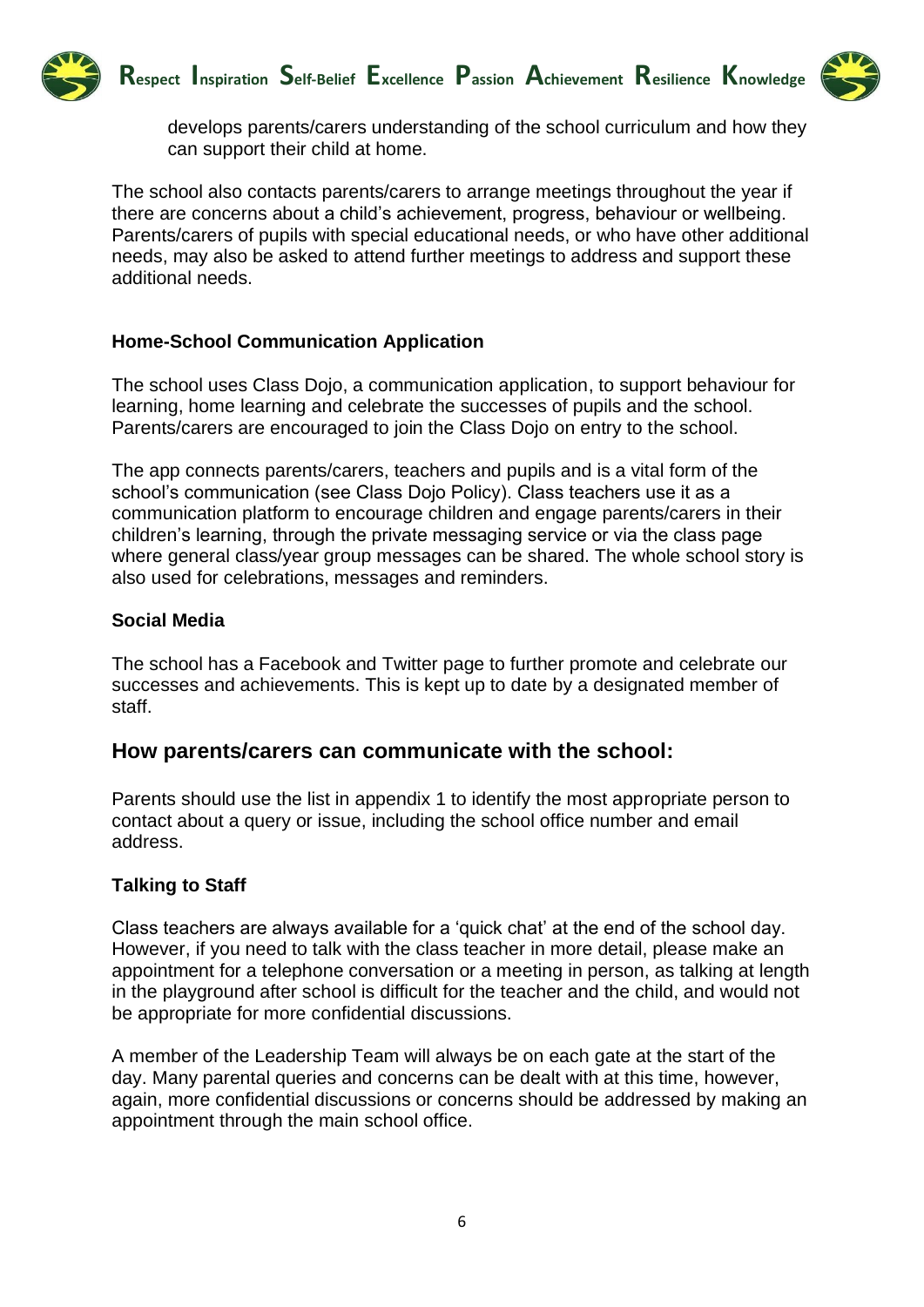develops parents/carers understanding of the school curriculum and how they can support their child at home.

The school also contacts parents/carers to arrange meetings throughout the year if there are concerns about a child's achievement, progress, behaviour or wellbeing. Parents/carers of pupils with special educational needs, or who have other additional needs, may also be asked to attend further meetings to address and support these additional needs.

### Home-School Communication Application

The school uses Class Dojo, a communication application, to support behaviour for learning, home learning and celebrate the successes of pupils and the school. Parents/carers are encouraged to join the Class Dojo on entry to the school.

The app connects parents/carers, teachers and pupils and is a vital form of the school's communication (see Class Dojo Policy). Class teachers use it as a communication platform to encourage children and engage parents/carers in their children's learning, through the private messaging service or via the class page where general class/year group messages can be shared. The whole school story is also used for celebrations, messages and reminders.

### Social Media

The school has a Facebook and Twitter page to further promote and celebrate our successes and achievements. This is kept up to date by a designated member of staff.

## How parents/carers can communicate with the school:

Parents should use the list in appendix 1 to identify the most appropriate person to contact about a query or issue, including the school office number and email address.

### Talking to Staff

Class teachers are always available for a 'quick chat' at the end of the school day. However, if you need to talk with the class teacher in more detail, please make an appointment for a telephone conversation or a meeting in person, as talking at length in the playground after school is difficult for the teacher and the child, and would not be appropriate for more confidential discussions.

A member of the Leadership Team will always be on each gate at the start of the day. Many parental queries and concerns can be dealt with at this time, however, again, more confidential discussions or concerns should be addressed by making an appointment through the main school office.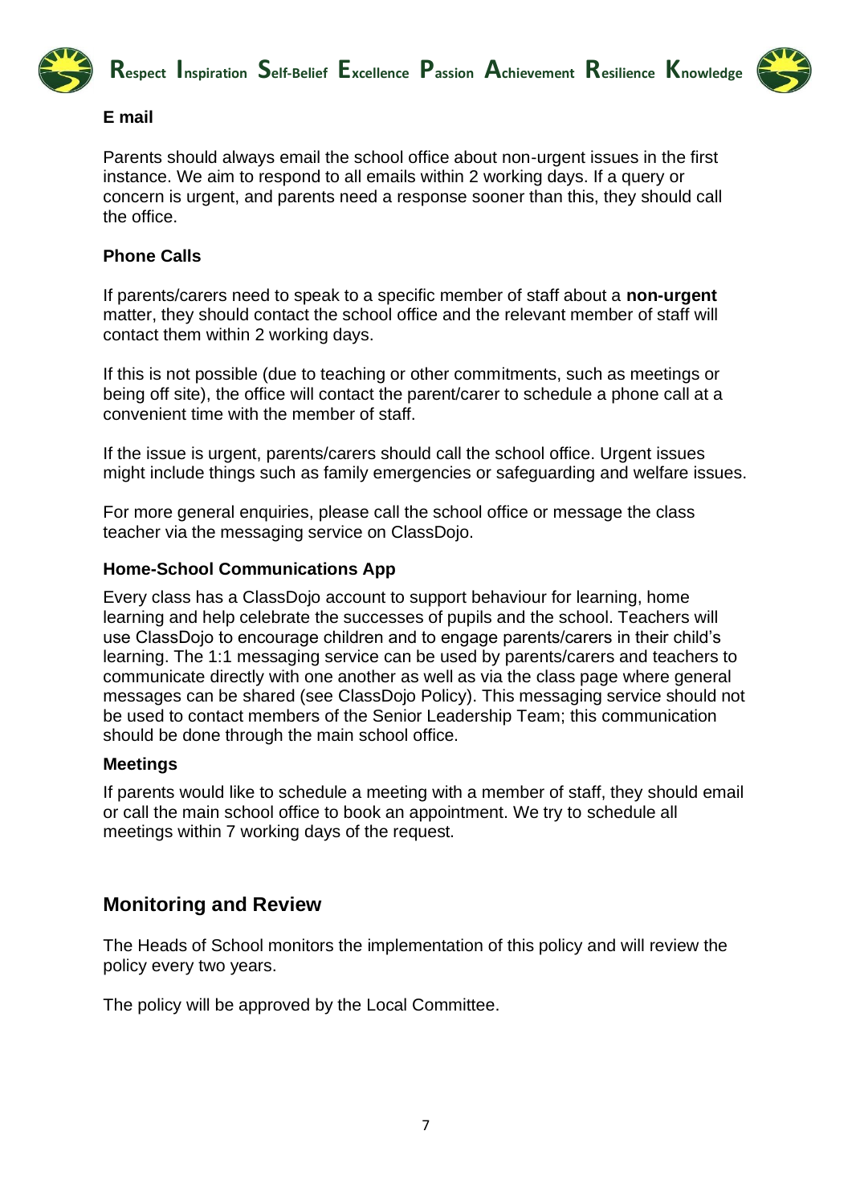**E mail**

Parents should always email the school office about non-urgent issues in the first instance. We aim to respond to all emails within 2 working days. If a query or concern is urgent, and parents need a response sooner than this, they should call the office.

**Phone Calls**

If parents/carers need to speak to a specific member of staff about a **non-urgent** matter, they should contact the school office and the relevant member of staff will contact them within 2 working days.

If this is not possible (due to teaching or other commitments, such as meetings or being off site), the office will contact the parent/carer to schedule a phone call at a convenient time with the member of staff.

If the issue is urgent, parents/carers should call the school office. Urgent issues might include things such as family emergencies or safeguarding and welfare issues.

For more general enquiries, please call the school office or message the class teacher via the messaging service on ClassDojo.

**Home-School Communications App**

Every class has a ClassDojo account to support behaviour for learning, home learning and help celebrate the successes of pupils and the school. Teachers will use ClassDojo to encourage children and to engage parents/carers in their child's learning. The 1:1 messaging service can be used by parents/carers and teachers to communicate directly with one another as well as via the class page where general messages can be shared (see ClassDojo Policy). This messaging service should not be used to contact members of the Senior Leadership Team; this communication should be done through the main school office.

**Meetings**

If parents would like to schedule a meeting with a member of staff, they should email or call the main school office to book an appointment. We try to schedule all meetings within 7 working days of the request.

## Monitoring and Review

The Heads of School monitors the implementation of this policy and will review the policy every two years.

The policy will be approved by the Local Committee.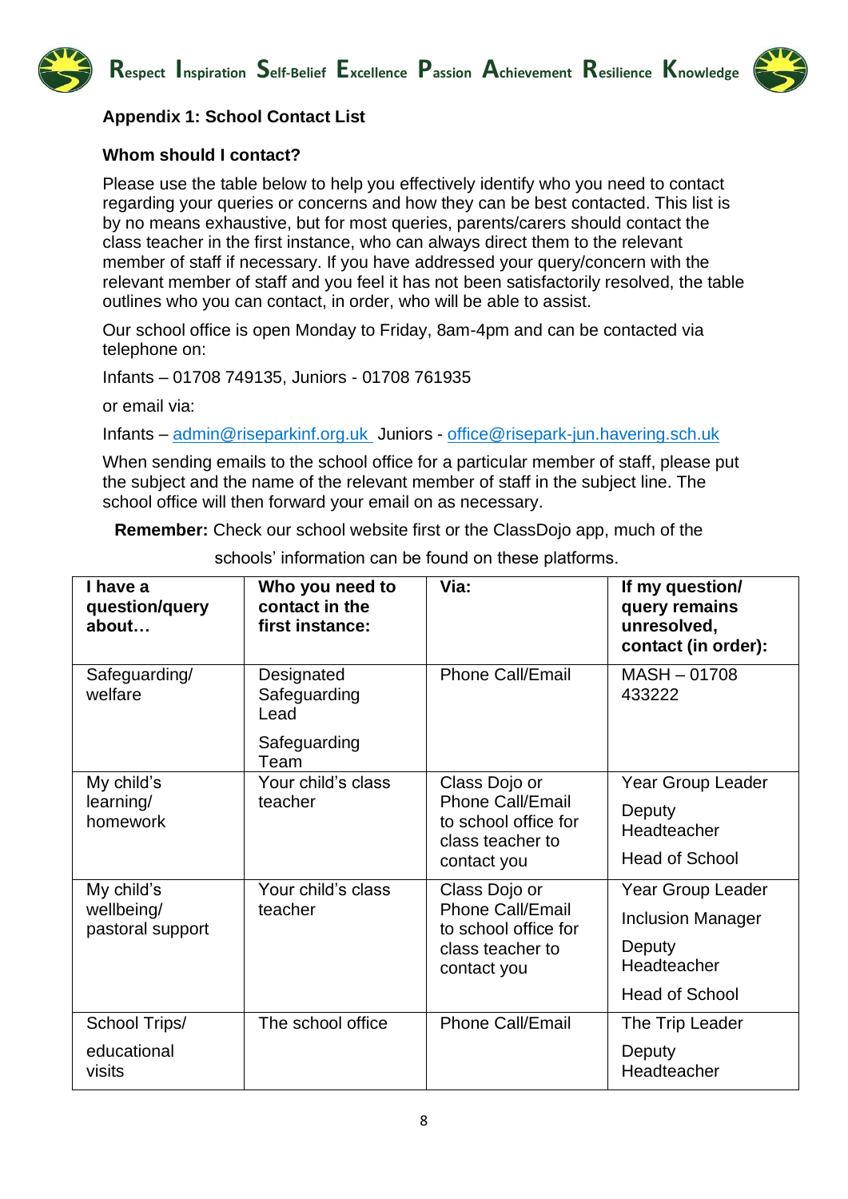## Appendix 1: School Contact List

### Whom should I contact?

Please use the table below to help you effectively identify who you need to contact regarding your queries or concerns and how they can be best contacted. This list is by no means exhaustive, but for most queries, parents/carers should contact the class teacher in the first instance, who can always direct them to the relevant member of staff if necessary. If you have addressed your query/concern with the relevant member of staff and you feel it has not been satisfactorily resolved, the table outlines who you can contact, in order, who will be able to assist.

Our school office is open Monday to Friday, 8am-4pm and can be contacted via telephone on:

Infants – 01708 749135, Juniors - 01708 761935

or email via:

Infants – admin@riseparkinf.org.uk Juniors - office@risepark-jun.havering.sch.uk

When sending emails to the school office for a particular member of staff, please put the subject and the name of the relevant member of staff in the subject line. The school office will then forward your email on as necessary.

**Remember:** Check our school website first or the ClassDojo app, much of the schools' information can be found on these platforms.

| I have a question/query about… | Who you need to contact in the first instance: | Via: | If my question/ query remains unresolved, contact (in order): |
|---|---|---|---|
| Safeguarding/ welfare | Designated Safeguarding Lead<br>Safeguarding Team | Phone Call/Email | MASH – 01708 433222 |
| My child's learning/ homework | Your child's class teacher | Class Dojo or Phone Call/Email to school office for class teacher to contact you | Year Group Leader<br>Deputy Headteacher<br>Head of School |
| My child's wellbeing/ pastoral support | Your child's class teacher | Class Dojo or Phone Call/Email to school office for class teacher to contact you | Year Group Leader<br>Inclusion Manager<br>Deputy Headteacher<br>Head of School |
| School Trips/ educational visits | The school office | Phone Call/Email | The Trip Leader<br>Deputy Headteacher |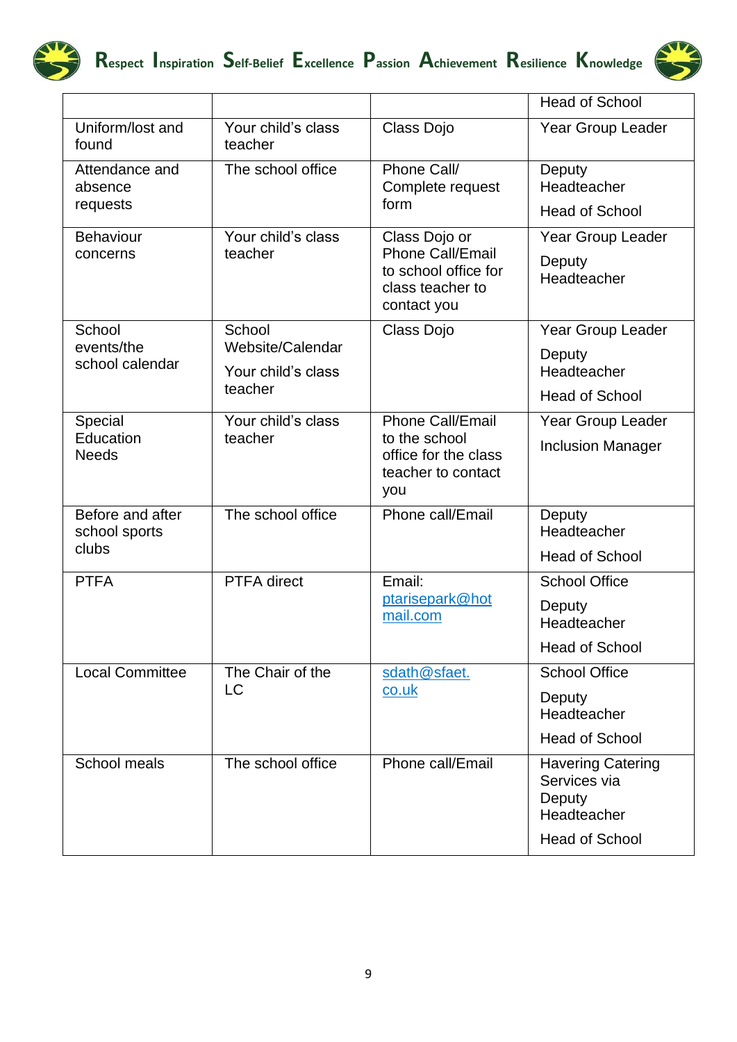| | | | |
|---|---|---|---|
| | | | Head of School |
| Uniform/lost and found | Your child's class teacher | Class Dojo | Year Group Leader |
| Attendance and absence requests | The school office | Phone Call/ Complete request form | Deputy Headteacher<br>Head of School |
| Behaviour concerns | Your child's class teacher | Class Dojo or Phone Call/Email to school office for class teacher to contact you | Year Group Leader<br>Deputy Headteacher |
| School events/the school calendar | School Website/Calendar<br>Your child's class teacher | Class Dojo | Year Group Leader<br>Deputy Headteacher<br>Head of School |
| Special Education Needs | Your child's class teacher | Phone Call/Email to the school office for the class teacher to contact you | Year Group Leader<br>Inclusion Manager |
| Before and after school sports clubs | The school office | Phone call/Email | Deputy Headteacher<br>Head of School |
| PTFA | PTFA direct | Email: ptarisepark@hotmail.com | School Office<br>Deputy Headteacher<br>Head of School |
| Local Committee | The Chair of the LC | sdath@sfaet.co.uk | School Office<br>Deputy Headteacher<br>Head of School |
| School meals | The school office | Phone call/Email | Havering Catering Services via Deputy Headteacher<br>Head of School |